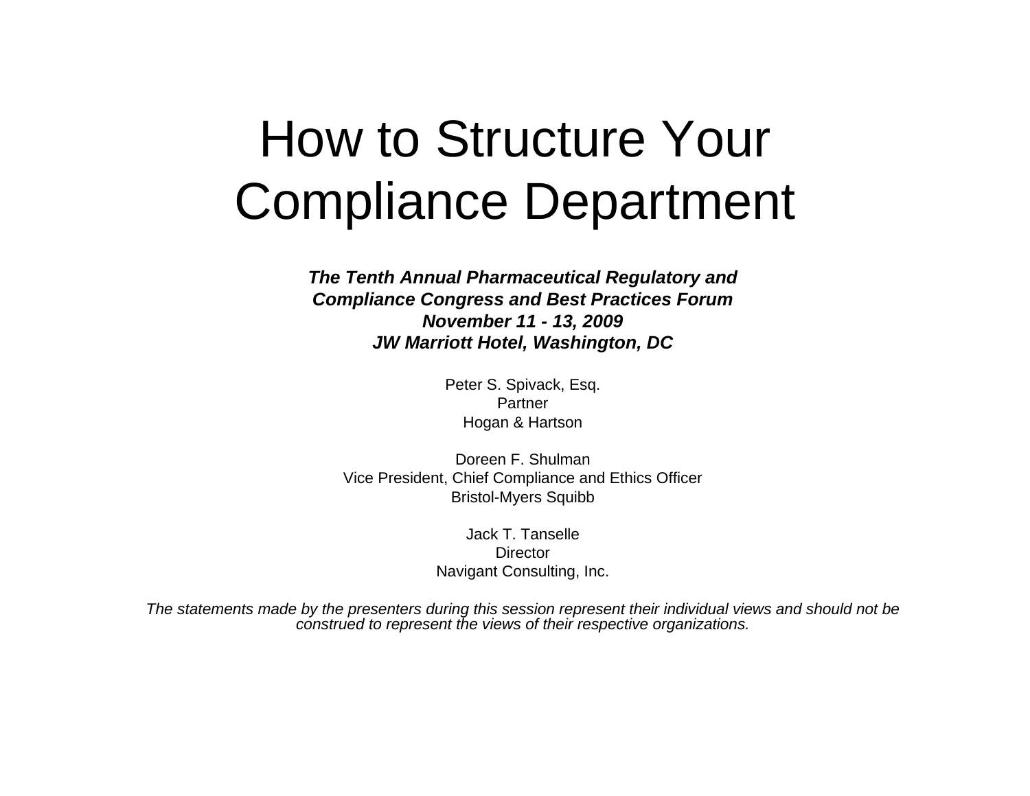# How to Structure Your Compliance Department

***The Tenth Annual Pharmaceutical Regulatory and Compliance Congress and Best Practices Forum***
***November 11 - 13, 2009***
***JW Marriott Hotel, Washington, DC***

Peter S. Spivack, Esq.
Partner
Hogan & Hartson

Doreen F. Shulman
Vice President, Chief Compliance and Ethics Officer
Bristol-Myers Squibb

Jack T. Tanselle
Director
Navigant Consulting, Inc.

*The statements made by the presenters during this session represent their individual views and should not be construed to represent the views of their respective organizations.*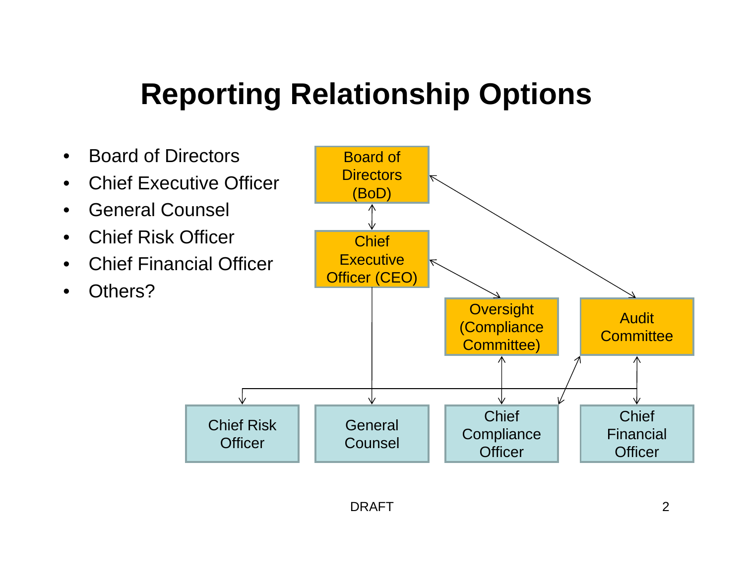# Reporting Relationship Options

- Board of Directors
- Chief Executive Officer
- General Counsel
- Chief Risk Officer
- Chief Financial Officer
- Others?

Board of Directors (BoD)

Chief Executive Officer (CEO)

Oversight (Compliance Committee)

Audit Committee

Chief Risk Officer

General Counsel

Chief Compliance Officer

Chief Financial Officer

DRAFT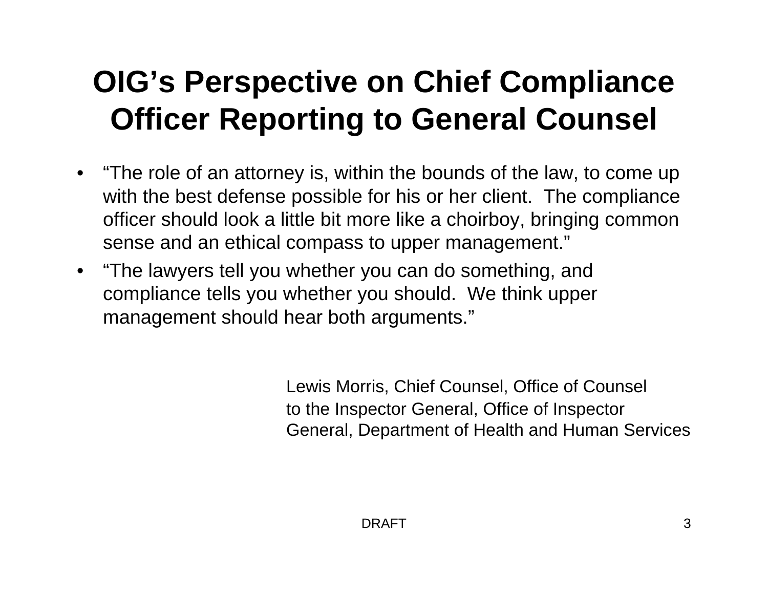# OIG's Perspective on Chief Compliance Officer Reporting to General Counsel

- "The role of an attorney is, within the bounds of the law, to come up with the best defense possible for his or her client. The compliance officer should look a little bit more like a choirboy, bringing common sense and an ethical compass to upper management."
- "The lawyers tell you whether you can do something, and compliance tells you whether you should. We think upper management should hear both arguments."

Lewis Morris, Chief Counsel, Office of Counsel to the Inspector General, Office of Inspector General, Department of Health and Human Services

DRAFT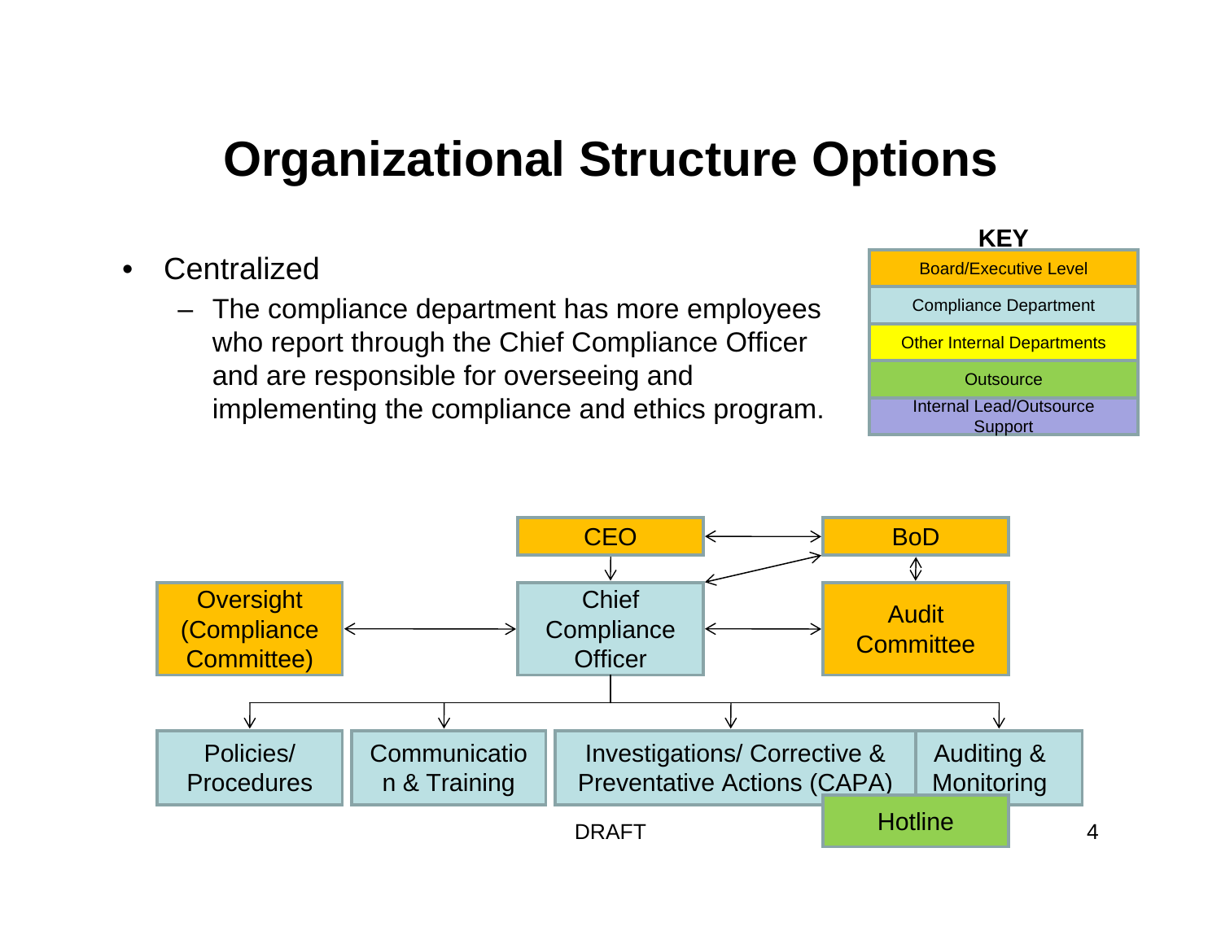# Organizational Structure Options

- Centralized
  - The compliance department has more employees who report through the Chief Compliance Officer and are responsible for overseeing and implementing the compliance and ethics program.

**KEY**

| |
|---|
| Board/Executive Level |
| Compliance Department |
| Other Internal Departments |
| Outsource |
| Internal Lead/Outsource Support |

CEO

BoD

Oversight (Compliance Committee)

Chief Compliance Officer

Audit Committee

Policies/ Procedures

Communication & Training

Investigations/ Corrective & Preventative Actions (CAPA)

Auditing & Monitoring

Hotline

DRAFT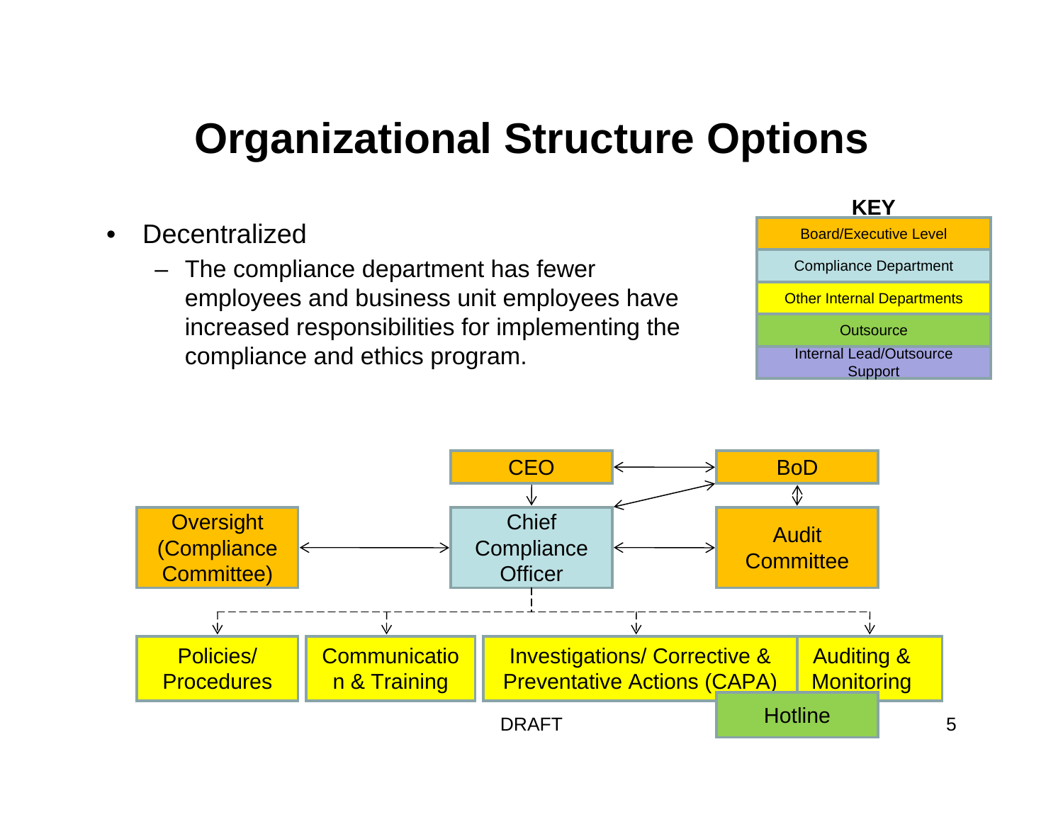# Organizational Structure Options

- Decentralized
  - The compliance department has fewer employees and business unit employees have increased responsibilities for implementing the compliance and ethics program.

**KEY**

| |
|---|
| Board/Executive Level |
| Compliance Department |
| Other Internal Departments |
| Outsource |
| Internal Lead/Outsource Support |

CEO

BoD

Oversight (Compliance Committee)

Chief Compliance Officer

Audit Committee

Policies/ Procedures

Communication & Training

Investigations/ Corrective & Preventative Actions (CAPA)

Auditing & Monitoring

Hotline

DRAFT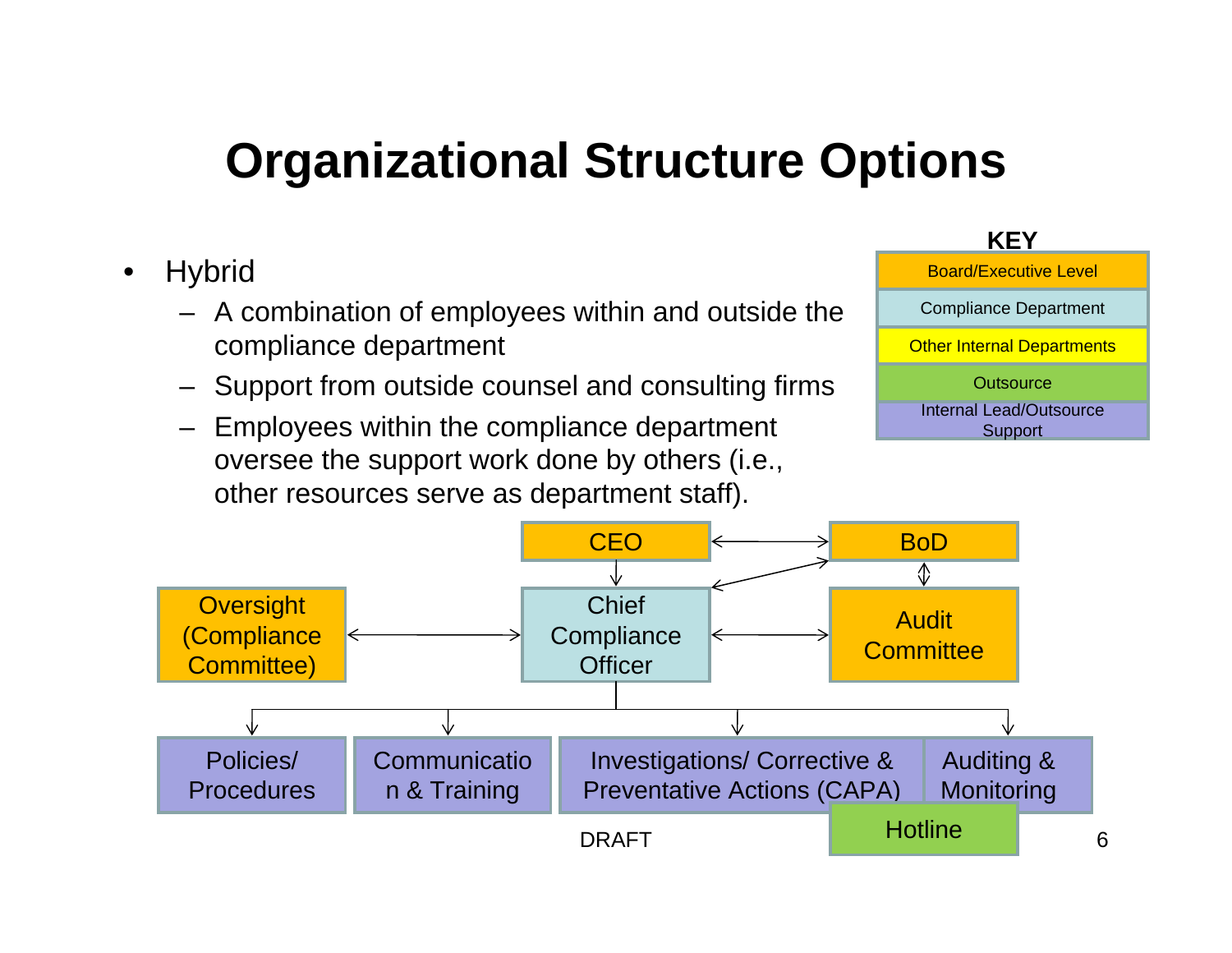# Organizational Structure Options

- Hybrid
  - A combination of employees within and outside the compliance department
  - Support from outside counsel and consulting firms
  - Employees within the compliance department oversee the support work done by others (i.e., other resources serve as department staff).

KEY

Board/Executive Level

Compliance Department

Other Internal Departments

Outsource

Internal Lead/Outsource Support

CEO

BoD

Oversight (Compliance Committee)

Chief Compliance Officer

Audit Committee

Policies/ Procedures

Communication & Training

Investigations/ Corrective & Preventative Actions (CAPA)

Auditing & Monitoring

Hotline

DRAFT